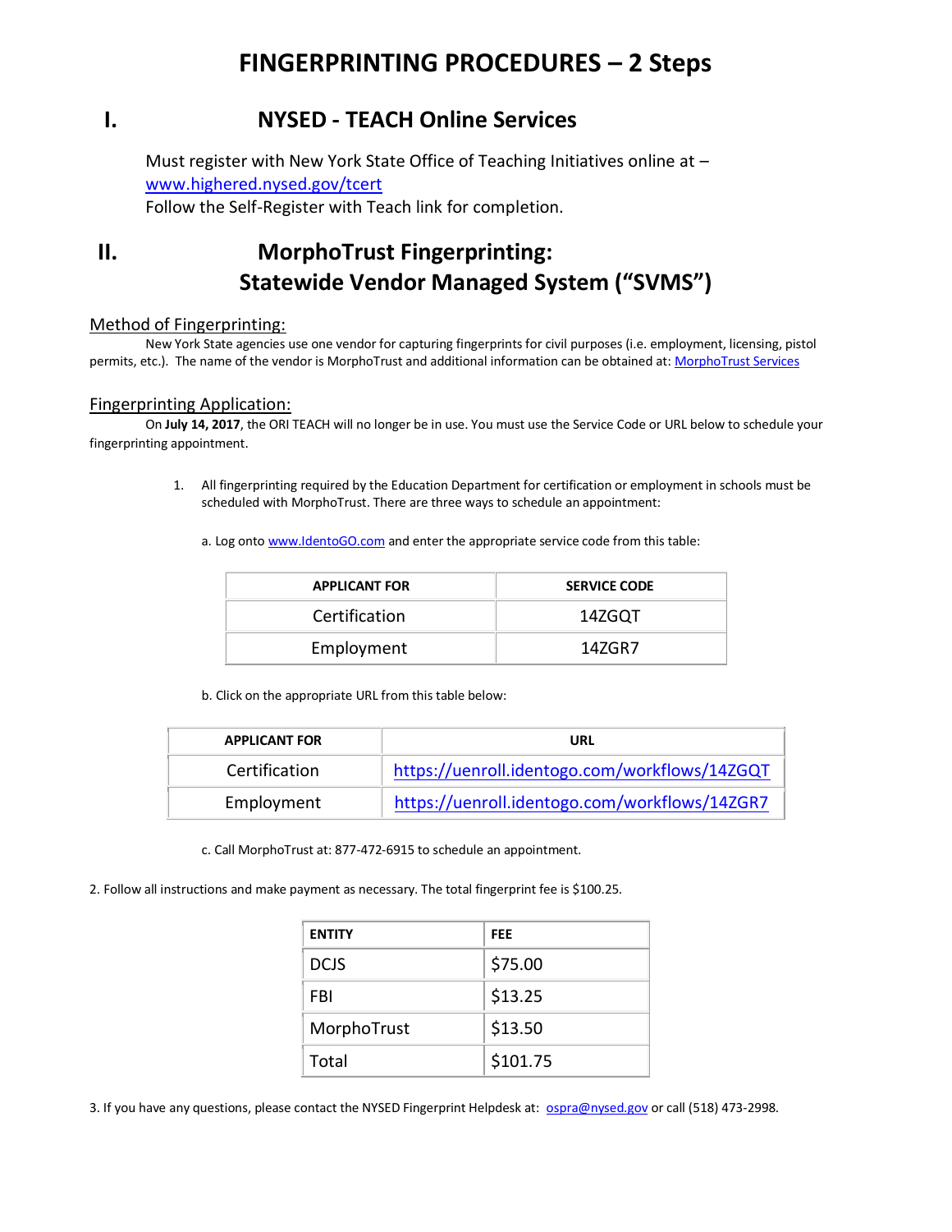# FINGERPRINTING PROCEDURES – 2 Steps

## I. NYSED - TEACH Online Services

Must register with New York State Office of Teaching Initiatives online at – [www.highered.nysed.gov/tcert](www.highered.nysed.gov/tcert)
Follow the Self-Register with Teach link for completion.

## II. MorphoTrust Fingerprinting: Statewide Vendor Managed System ("SVMS")

### Method of Fingerprinting:

New York State agencies use one vendor for capturing fingerprints for civil purposes (i.e. employment, licensing, pistol permits, etc.). The name of the vendor is MorphoTrust and additional information can be obtained at: MorphoTrust Services

### Fingerprinting Application:

On **July 14, 2017**, the ORI TEACH will no longer be in use. You must use the Service Code or URL below to schedule your fingerprinting appointment.

1. All fingerprinting required by the Education Department for certification or employment in schools must be scheduled with MorphoTrust. There are three ways to schedule an appointment:

   a. Log onto [www.IdentoGO.com](www.IdentoGO.com) and enter the appropriate service code from this table:

   | APPLICANT FOR | SERVICE CODE |
   | --- | --- |
   | Certification | 14ZGQT |
   | Employment | 14ZGR7 |

   b. Click on the appropriate URL from this table below:

   | APPLICANT FOR | URL |
   | --- | --- |
   | Certification | https://uenroll.identogo.com/workflows/14ZGQT |
   | Employment | https://uenroll.identogo.com/workflows/14ZGR7 |

   c. Call MorphoTrust at: 877-472-6915 to schedule an appointment.

2. Follow all instructions and make payment as necessary. The total fingerprint fee is $100.25.

| ENTITY | FEE |
| --- | --- |
| DCJS | $75.00 |
| FBI | $13.25 |
| MorphoTrust | $13.50 |
| Total | $101.75 |

3. If you have any questions, please contact the NYSED Fingerprint Helpdesk at: ospra@nysed.gov or call (518) 473-2998.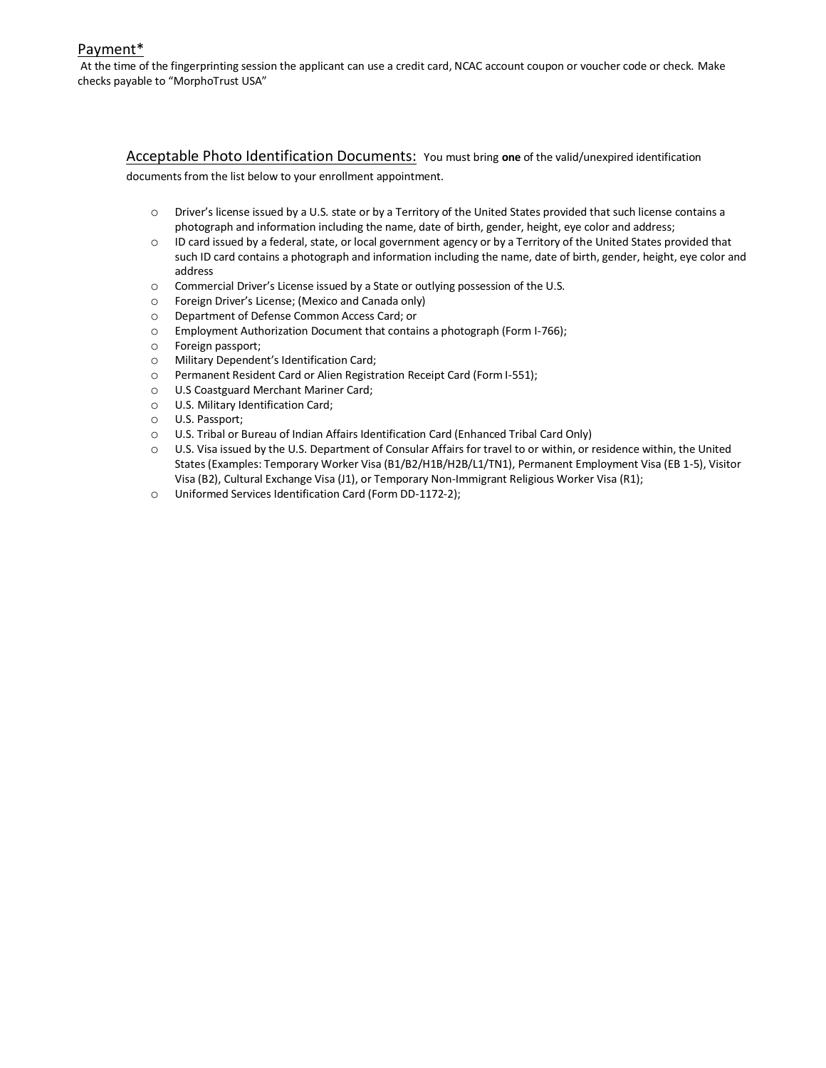## Payment*

At the time of the fingerprinting session the applicant can use a credit card, NCAC account coupon or voucher code or check. Make checks payable to "MorphoTrust USA"

## Acceptable Photo Identification Documents:

You must bring **one** of the valid/unexpired identification documents from the list below to your enrollment appointment.

- Driver's license issued by a U.S. state or by a Territory of the United States provided that such license contains a photograph and information including the name, date of birth, gender, height, eye color and address;
- ID card issued by a federal, state, or local government agency or by a Territory of the United States provided that such ID card contains a photograph and information including the name, date of birth, gender, height, eye color and address
- Commercial Driver's License issued by a State or outlying possession of the U.S.
- Foreign Driver's License; (Mexico and Canada only)
- Department of Defense Common Access Card; or
- Employment Authorization Document that contains a photograph (Form I-766);
- Foreign passport;
- Military Dependent's Identification Card;
- Permanent Resident Card or Alien Registration Receipt Card (Form I-551);
- U.S Coastguard Merchant Mariner Card;
- U.S. Military Identification Card;
- U.S. Passport;
- U.S. Tribal or Bureau of Indian Affairs Identification Card (Enhanced Tribal Card Only)
- U.S. Visa issued by the U.S. Department of Consular Affairs for travel to or within, or residence within, the United States (Examples: Temporary Worker Visa (B1/B2/H1B/H2B/L1/TN1), Permanent Employment Visa (EB 1-5), Visitor Visa (B2), Cultural Exchange Visa (J1), or Temporary Non-Immigrant Religious Worker Visa (R1);
- Uniformed Services Identification Card (Form DD-1172-2);